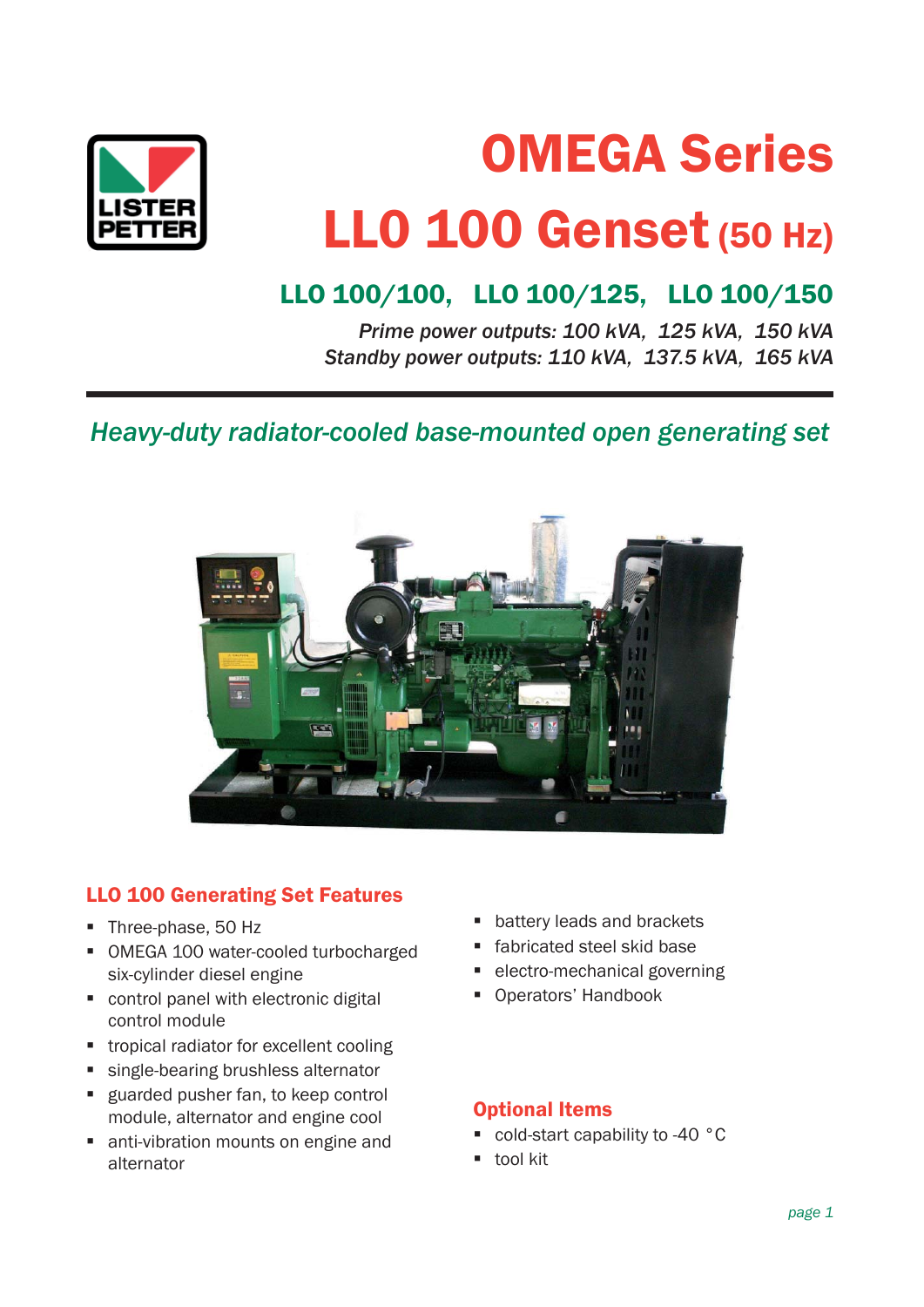# OMEGA Series

# LLO 100 Genset (50 Hz)

## LLO 100/100, LLO 100/125, LLO 100/150

*Prime power outputs: 100 kVA, 125 kVA, 150 kVA*
*Standby power outputs: 110 kVA, 137.5 kVA, 165 kVA*

---

*Heavy-duty radiator-cooled base-mounted open generating set*

### LLO 100 Generating Set Features

- Three-phase, 50 Hz
- OMEGA 100 water-cooled turbocharged six-cylinder diesel engine
- control panel with electronic digital control module
- tropical radiator for excellent cooling
- single-bearing brushless alternator
- guarded pusher fan, to keep control module, alternator and engine cool
- anti-vibration mounts on engine and alternator
- battery leads and brackets
- fabricated steel skid base
- electro-mechanical governing
- Operators' Handbook

### Optional Items

- cold-start capability to -40 °C
- tool kit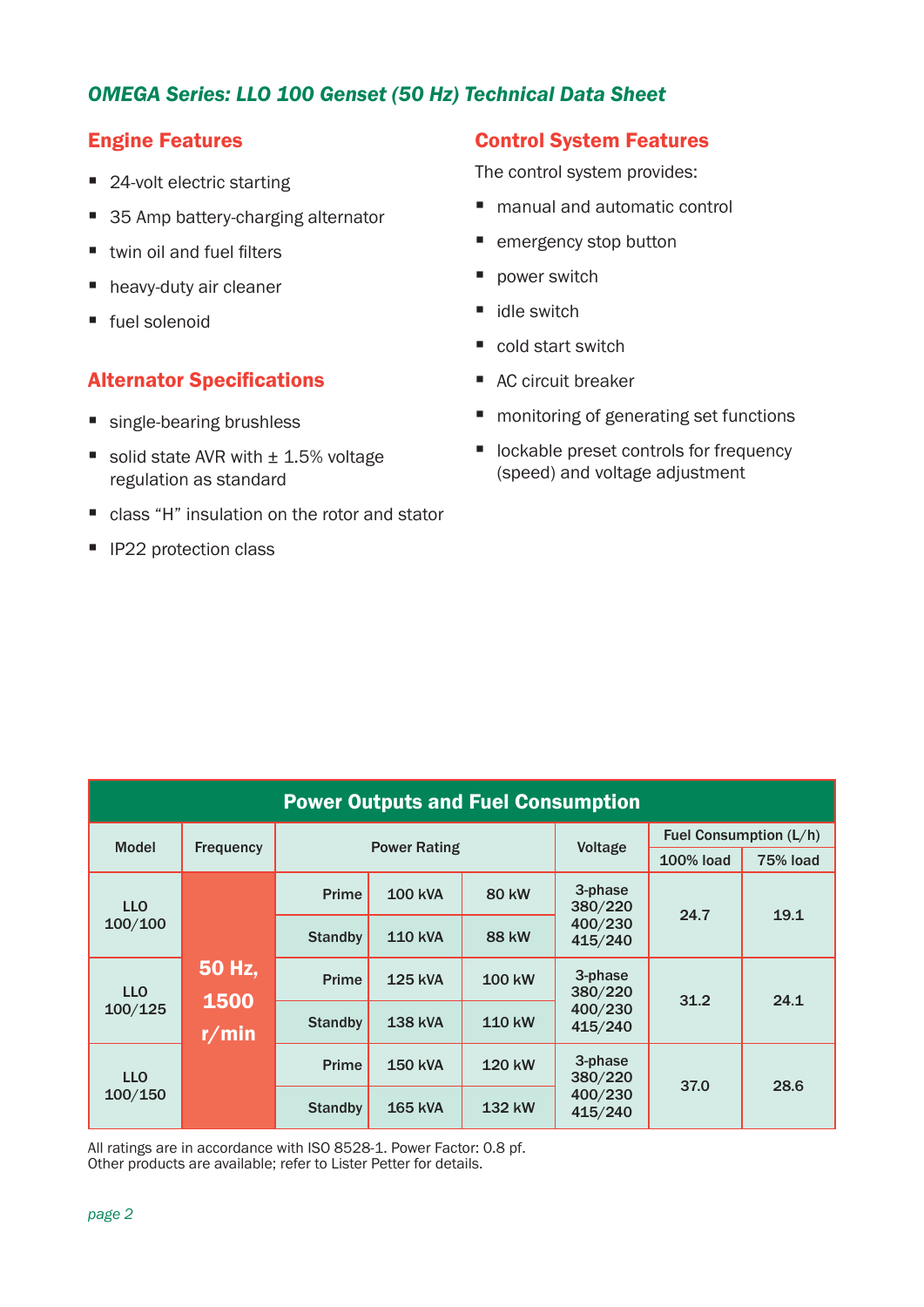## *OMEGA Series: LLO 100 Genset (50 Hz) Technical Data Sheet*

### Engine Features

- 24-volt electric starting
- 35 Amp battery-charging alternator
- twin oil and fuel filters
- heavy-duty air cleaner
- fuel solenoid

### Alternator Specifications

- single-bearing brushless
- solid state AVR with ± 1.5% voltage regulation as standard
- class “H” insulation on the rotor and stator
- IP22 protection class

### Control System Features

The control system provides:

- manual and automatic control
- emergency stop button
- power switch
- idle switch
- cold start switch
- AC circuit breaker
- monitoring of generating set functions
- lockable preset controls for frequency (speed) and voltage adjustment

**Power Outputs and Fuel Consumption**

| Model | Frequency | Power Rating | | | Voltage | Fuel Consumption (L/h) | |
|---|---|---|---|---|---|---|---|
| | | | | | | 100% load | 75% load |
| LLO 100/100 | 50 Hz, 1500 r/min | Prime | 100 kVA | 80 kW | 3-phase 380/220 400/230 415/240 | 24.7 | 19.1 |
| | | Standby | 110 kVA | 88 kW | | | |
| LLO 100/125 | | Prime | 125 kVA | 100 kW | 3-phase 380/220 400/230 415/240 | 31.2 | 24.1 |
| | | Standby | 138 kVA | 110 kW | | | |
| LLO 100/150 | | Prime | 150 kVA | 120 kW | 3-phase 380/220 400/230 415/240 | 37.0 | 28.6 |
| | | Standby | 165 kVA | 132 kW | | | |

All ratings are in accordance with ISO 8528-1. Power Factor: 0.8 pf.
Other products are available; refer to Lister Petter for details.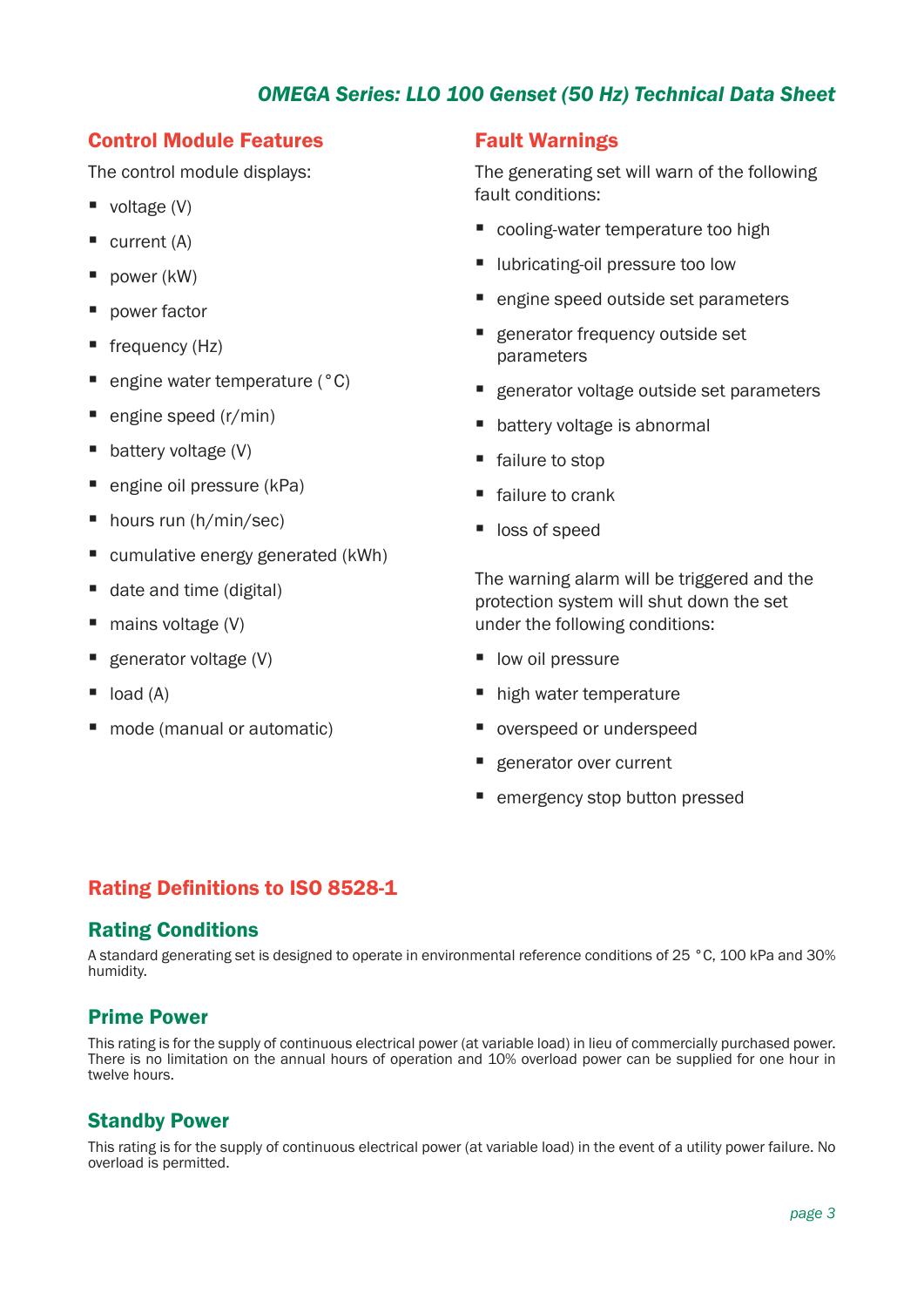## Control Module Features

The control module displays:

- voltage (V)
- current (A)
- power (kW)
- power factor
- frequency (Hz)
- engine water temperature (°C)
- engine speed (r/min)
- battery voltage (V)
- engine oil pressure (kPa)
- hours run (h/min/sec)
- cumulative energy generated (kWh)
- date and time (digital)
- mains voltage (V)
- generator voltage (V)
- load (A)
- mode (manual or automatic)

## Fault Warnings

The generating set will warn of the following fault conditions:

- cooling-water temperature too high
- lubricating-oil pressure too low
- engine speed outside set parameters
- generator frequency outside set parameters
- generator voltage outside set parameters
- battery voltage is abnormal
- failure to stop
- failure to crank
- loss of speed

The warning alarm will be triggered and the protection system will shut down the set under the following conditions:

- low oil pressure
- high water temperature
- overspeed or underspeed
- generator over current
- emergency stop button pressed

## Rating Definitions to ISO 8528-1

### Rating Conditions

A standard generating set is designed to operate in environmental reference conditions of 25 °C, 100 kPa and 30% humidity.

### Prime Power

This rating is for the supply of continuous electrical power (at variable load) in lieu of commercially purchased power. There is no limitation on the annual hours of operation and 10% overload power can be supplied for one hour in twelve hours.

### Standby Power

This rating is for the supply of continuous electrical power (at variable load) in the event of a utility power failure. No overload is permitted.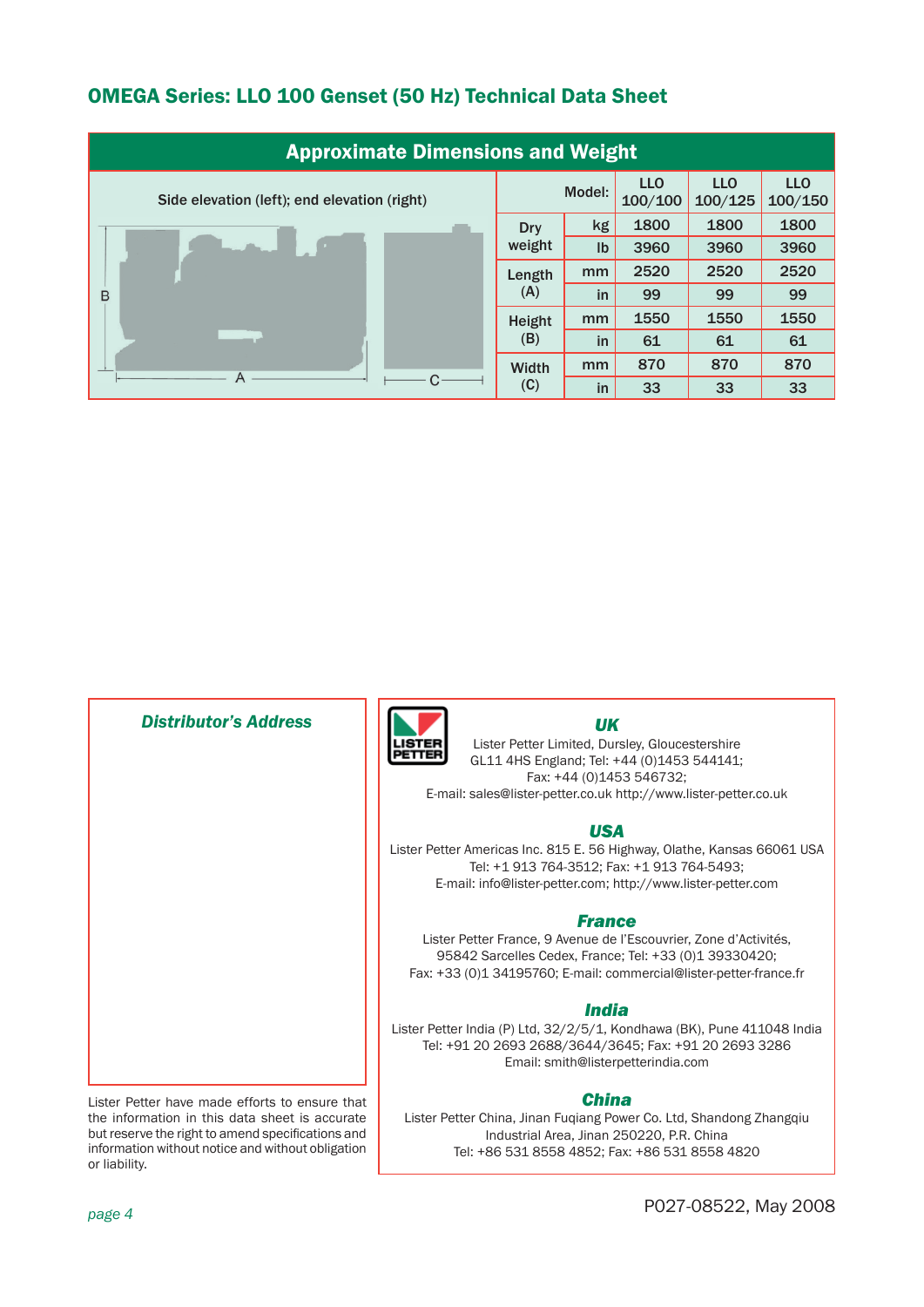## OMEGA Series: LLO 100 Genset (50 Hz) Technical Data Sheet

### Approximate Dimensions and Weight

Side elevation (left); end elevation (right)

B

A

C

| Model: | | LLO 100/100 | LLO 100/125 | LLO 100/150 |
|---|---|---|---|---|
| Dry weight | kg | 1800 | 1800 | 1800 |
| | lb | 3960 | 3960 | 3960 |
| Length (A) | mm | 2520 | 2520 | 2520 |
| | in | 99 | 99 | 99 |
| Height (B) | mm | 1550 | 1550 | 1550 |
| | in | 61 | 61 | 61 |
| Width (C) | mm | 870 | 870 | 870 |
| | in | 33 | 33 | 33 |

***Distributor's Address***

Lister Petter have made efforts to ensure that the information in this data sheet is accurate but reserve the right to amend specifications and information without notice and without obligation or liability.

LISTER PETTER

***UK***

Lister Petter Limited, Dursley, Gloucestershire GL11 4HS England; Tel: +44 (0)1453 544141; Fax: +44 (0)1453 546732; E-mail: sales@lister-petter.co.uk http://www.lister-petter.co.uk

***USA***

Lister Petter Americas Inc. 815 E. 56 Highway, Olathe, Kansas 66061 USA Tel: +1 913 764-3512; Fax: +1 913 764-5493; E-mail: info@lister-petter.com; http://www.lister-petter.com

***France***

Lister Petter France, 9 Avenue de l'Escouvrier, Zone d'Activités, 95842 Sarcelles Cedex, France; Tel: +33 (0)1 39330420; Fax: +33 (0)1 34195760; E-mail: commercial@lister-petter-france.fr

***India***

Lister Petter India (P) Ltd, 32/2/5/1, Kondhawa (BK), Pune 411048 India Tel: +91 20 2693 2688/3644/3645; Fax: +91 20 2693 3286 Email: smith@listerpetterindia.com

***China***

Lister Petter China, Jinan Fuqiang Power Co. Ltd, Shandong Zhangqiu Industrial Area, Jinan 250220, P.R. China Tel: +86 531 8558 4852; Fax: +86 531 8558 4820

P027-08522, May 2008